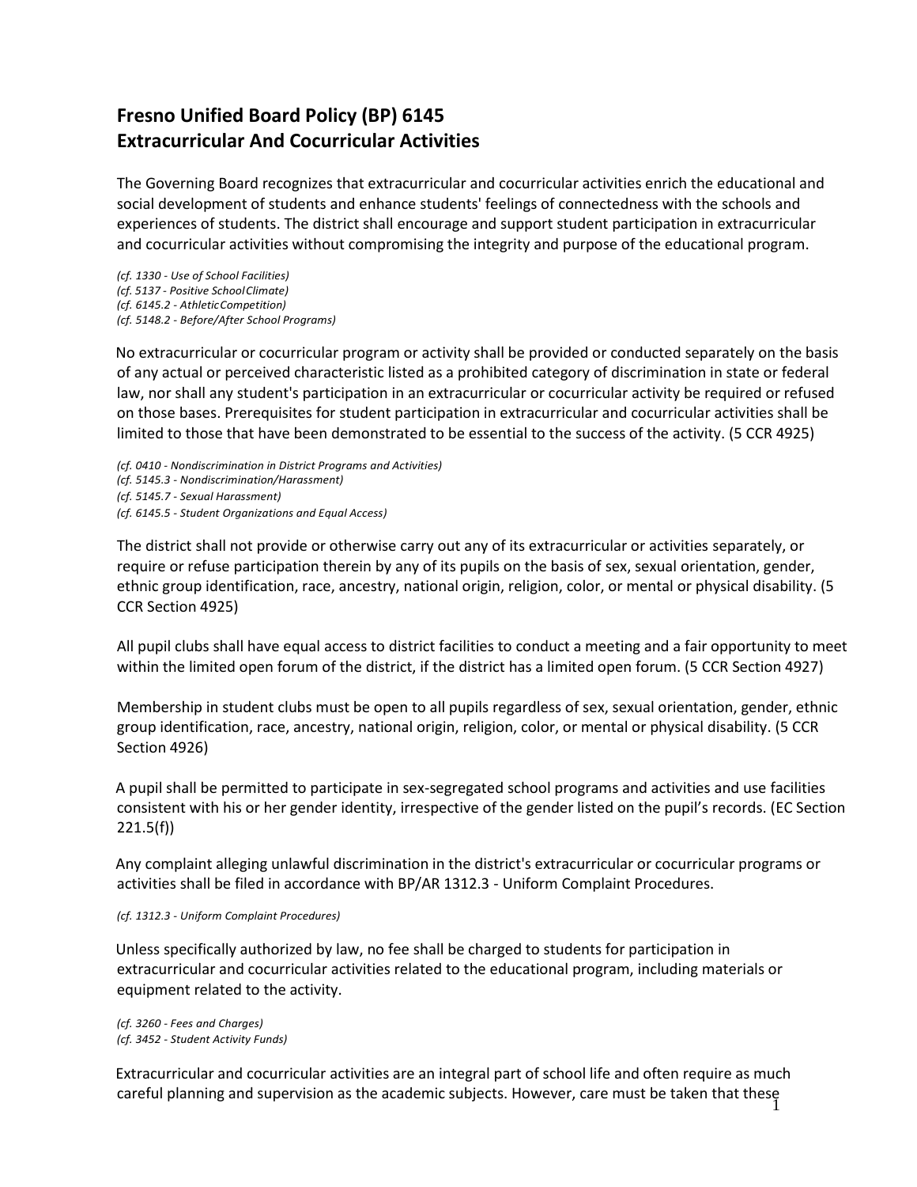# Fresno Unified Board Policy (BP) 6145
# Extracurricular And Cocurricular Activities

The Governing Board recognizes that extracurricular and cocurricular activities enrich the educational and social development of students and enhance students' feelings of connectedness with the schools and experiences of students. The district shall encourage and support student participation in extracurricular and cocurricular activities without compromising the integrity and purpose of the educational program.

*(cf. 1330 - Use of School Facilities)*
*(cf. 5137 - Positive School Climate)*
*(cf. 6145.2 - Athletic Competition)*
*(cf. 5148.2 - Before/After School Programs)*

No extracurricular or cocurricular program or activity shall be provided or conducted separately on the basis of any actual or perceived characteristic listed as a prohibited category of discrimination in state or federal law, nor shall any student's participation in an extracurricular or cocurricular activity be required or refused on those bases. Prerequisites for student participation in extracurricular and cocurricular activities shall be limited to those that have been demonstrated to be essential to the success of the activity. (5 CCR 4925)

*(cf. 0410 - Nondiscrimination in District Programs and Activities)*
*(cf. 5145.3 - Nondiscrimination/Harassment)*
*(cf. 5145.7 - Sexual Harassment)*
*(cf. 6145.5 - Student Organizations and Equal Access)*

The district shall not provide or otherwise carry out any of its extracurricular or activities separately, or require or refuse participation therein by any of its pupils on the basis of sex, sexual orientation, gender, ethnic group identification, race, ancestry, national origin, religion, color, or mental or physical disability. (5 CCR Section 4925)

All pupil clubs shall have equal access to district facilities to conduct a meeting and a fair opportunity to meet within the limited open forum of the district, if the district has a limited open forum. (5 CCR Section 4927)

Membership in student clubs must be open to all pupils regardless of sex, sexual orientation, gender, ethnic group identification, race, ancestry, national origin, religion, color, or mental or physical disability. (5 CCR Section 4926)

A pupil shall be permitted to participate in sex-segregated school programs and activities and use facilities consistent with his or her gender identity, irrespective of the gender listed on the pupil's records. (EC Section 221.5(f))

Any complaint alleging unlawful discrimination in the district's extracurricular or cocurricular programs or activities shall be filed in accordance with BP/AR 1312.3 - Uniform Complaint Procedures.

*(cf. 1312.3 - Uniform Complaint Procedures)*

Unless specifically authorized by law, no fee shall be charged to students for participation in extracurricular and cocurricular activities related to the educational program, including materials or equipment related to the activity.

*(cf. 3260 - Fees and Charges)*
*(cf. 3452 - Student Activity Funds)*

Extracurricular and cocurricular activities are an integral part of school life and often require as much careful planning and supervision as the academic subjects. However, care must be taken that these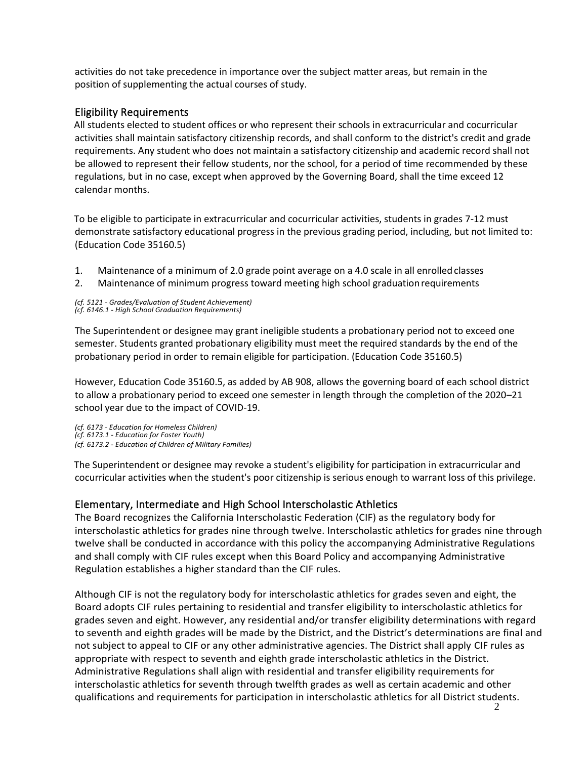activities do not take precedence in importance over the subject matter areas, but remain in the position of supplementing the actual courses of study.

## Eligibility Requirements

All students elected to student offices or who represent their schools in extracurricular and cocurricular activities shall maintain satisfactory citizenship records, and shall conform to the district's credit and grade requirements. Any student who does not maintain a satisfactory citizenship and academic record shall not be allowed to represent their fellow students, nor the school, for a period of time recommended by these regulations, but in no case, except when approved by the Governing Board, shall the time exceed 12 calendar months.

To be eligible to participate in extracurricular and cocurricular activities, students in grades 7-12 must demonstrate satisfactory educational progress in the previous grading period, including, but not limited to: (Education Code 35160.5)

1. Maintenance of a minimum of 2.0 grade point average on a 4.0 scale in all enrolled classes
2. Maintenance of minimum progress toward meeting high school graduation requirements

*(cf. 5121 - Grades/Evaluation of Student Achievement)*
*(cf. 6146.1 - High School Graduation Requirements)*

The Superintendent or designee may grant ineligible students a probationary period not to exceed one semester. Students granted probationary eligibility must meet the required standards by the end of the probationary period in order to remain eligible for participation. (Education Code 35160.5)

However, Education Code 35160.5, as added by AB 908, allows the governing board of each school district to allow a probationary period to exceed one semester in length through the completion of the 2020–21 school year due to the impact of COVID-19.

*(cf. 6173 - Education for Homeless Children)*
*(cf. 6173.1 - Education for Foster Youth)*
*(cf. 6173.2 - Education of Children of Military Families)*

The Superintendent or designee may revoke a student's eligibility for participation in extracurricular and cocurricular activities when the student's poor citizenship is serious enough to warrant loss of this privilege.

## Elementary, Intermediate and High School Interscholastic Athletics

The Board recognizes the California Interscholastic Federation (CIF) as the regulatory body for interscholastic athletics for grades nine through twelve. Interscholastic athletics for grades nine through twelve shall be conducted in accordance with this policy the accompanying Administrative Regulations and shall comply with CIF rules except when this Board Policy and accompanying Administrative Regulation establishes a higher standard than the CIF rules.

Although CIF is not the regulatory body for interscholastic athletics for grades seven and eight, the Board adopts CIF rules pertaining to residential and transfer eligibility to interscholastic athletics for grades seven and eight. However, any residential and/or transfer eligibility determinations with regard to seventh and eighth grades will be made by the District, and the District's determinations are final and not subject to appeal to CIF or any other administrative agencies. The District shall apply CIF rules as appropriate with respect to seventh and eighth grade interscholastic athletics in the District. Administrative Regulations shall align with residential and transfer eligibility requirements for interscholastic athletics for seventh through twelfth grades as well as certain academic and other qualifications and requirements for participation in interscholastic athletics for all District students.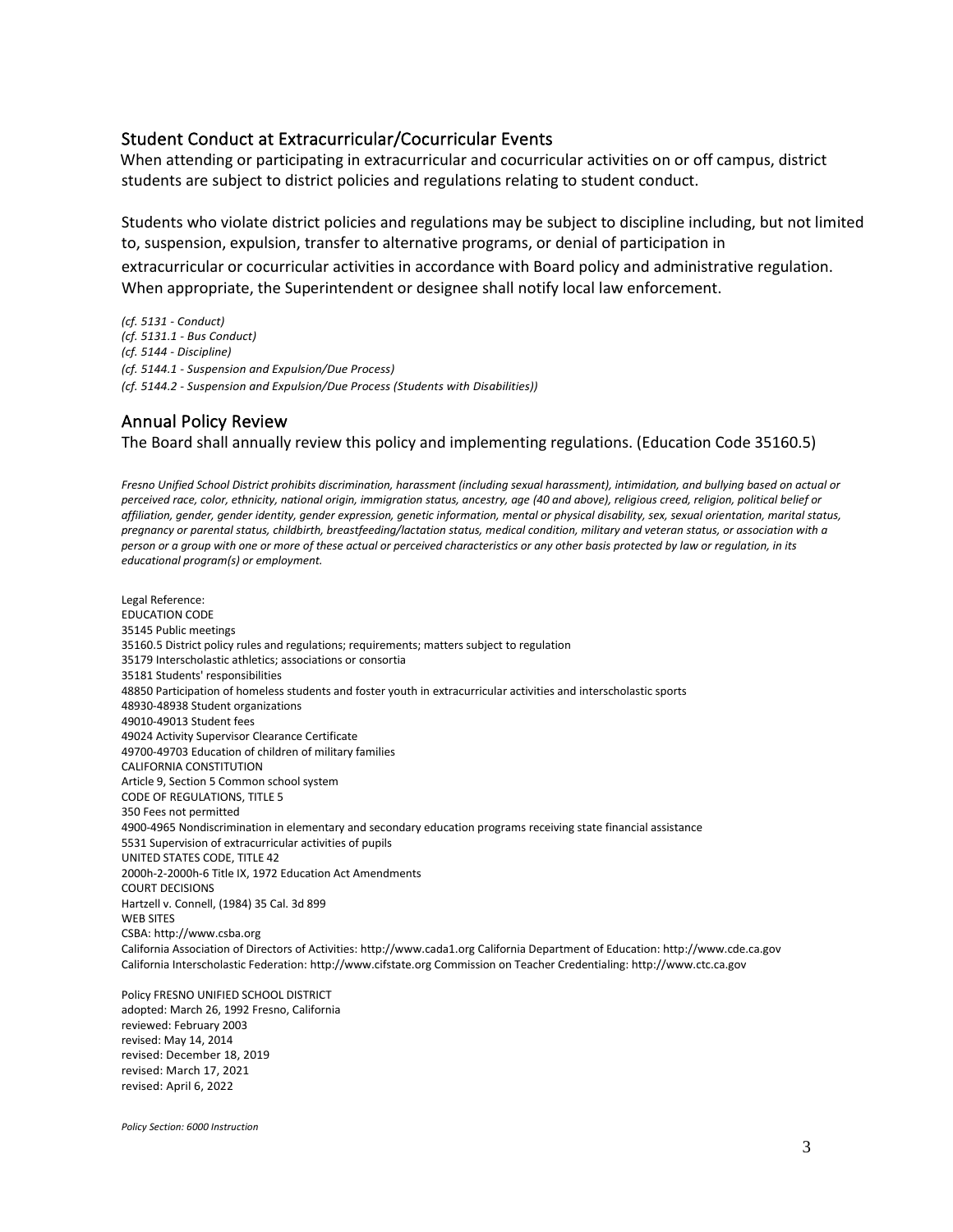## Student Conduct at Extracurricular/Cocurricular Events

When attending or participating in extracurricular and cocurricular activities on or off campus, district students are subject to district policies and regulations relating to student conduct.

Students who violate district policies and regulations may be subject to discipline including, but not limited to, suspension, expulsion, transfer to alternative programs, or denial of participation in extracurricular or cocurricular activities in accordance with Board policy and administrative regulation. When appropriate, the Superintendent or designee shall notify local law enforcement.

*(cf. 5131 - Conduct)*
*(cf. 5131.1 - Bus Conduct)*
*(cf. 5144 - Discipline)*
*(cf. 5144.1 - Suspension and Expulsion/Due Process)*
*(cf. 5144.2 - Suspension and Expulsion/Due Process (Students with Disabilities))*

## Annual Policy Review

The Board shall annually review this policy and implementing regulations. (Education Code 35160.5)

*Fresno Unified School District prohibits discrimination, harassment (including sexual harassment), intimidation, and bullying based on actual or perceived race, color, ethnicity, national origin, immigration status, ancestry, age (40 and above), religious creed, religion, political belief or affiliation, gender, gender identity, gender expression, genetic information, mental or physical disability, sex, sexual orientation, marital status, pregnancy or parental status, childbirth, breastfeeding/lactation status, medical condition, military and veteran status, or association with a person or a group with one or more of these actual or perceived characteristics or any other basis protected by law or regulation, in its educational program(s) or employment.*

Legal Reference:
EDUCATION CODE
35145 Public meetings
35160.5 District policy rules and regulations; requirements; matters subject to regulation
35179 Interscholastic athletics; associations or consortia
35181 Students' responsibilities
48850 Participation of homeless students and foster youth in extracurricular activities and interscholastic sports
48930-48938 Student organizations
49010-49013 Student fees
49024 Activity Supervisor Clearance Certificate
49700-49703 Education of children of military families
CALIFORNIA CONSTITUTION
Article 9, Section 5 Common school system
CODE OF REGULATIONS, TITLE 5
350 Fees not permitted
4900-4965 Nondiscrimination in elementary and secondary education programs receiving state financial assistance
5531 Supervision of extracurricular activities of pupils
UNITED STATES CODE, TITLE 42
2000h-2-2000h-6 Title IX, 1972 Education Act Amendments
COURT DECISIONS
Hartzell v. Connell, (1984) 35 Cal. 3d 899
WEB SITES
CSBA: http://www.csba.org
California Association of Directors of Activities: http://www.cada1.org California Department of Education: http://www.cde.ca.gov
California Interscholastic Federation: http://www.cifstate.org Commission on Teacher Credentialing: http://www.ctc.ca.gov

Policy FRESNO UNIFIED SCHOOL DISTRICT
adopted: March 26, 1992 Fresno, California
reviewed: February 2003
revised: May 14, 2014
revised: December 18, 2019
revised: March 17, 2021
revised: April 6, 2022

*Policy Section: 6000 Instruction*